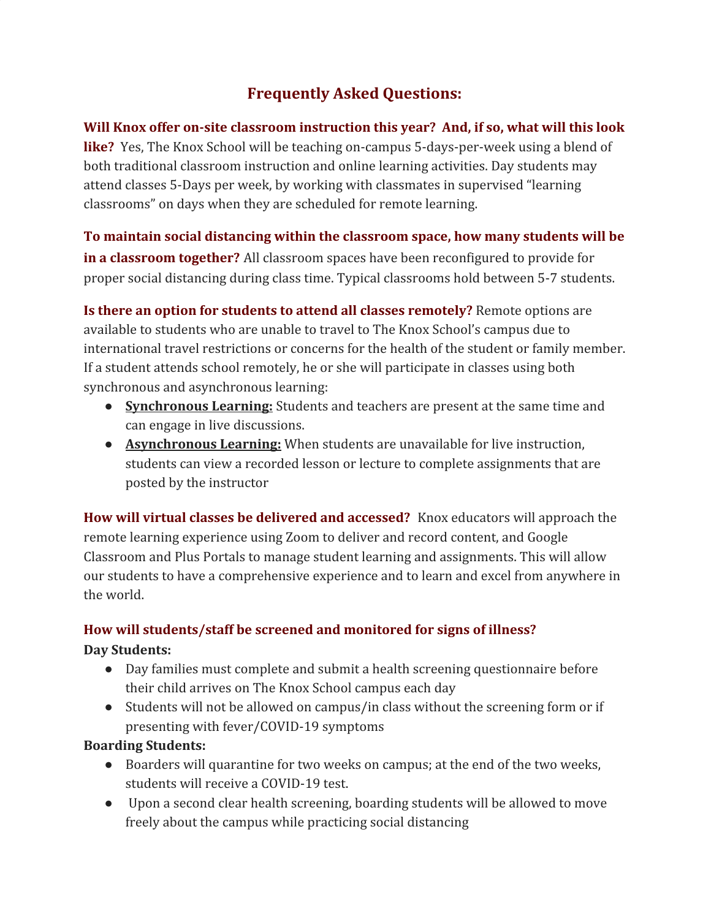# Frequently Asked Questions:

**Will Knox offer on-site classroom instruction this year? And, if so, what will this look like?** Yes, The Knox School will be teaching on-campus 5-days-per-week using a blend of both traditional classroom instruction and online learning activities. Day students may attend classes 5-Days per week, by working with classmates in supervised "learning classrooms" on days when they are scheduled for remote learning.

**To maintain social distancing within the classroom space, how many students will be in a classroom together?** All classroom spaces have been reconfigured to provide for proper social distancing during class time. Typical classrooms hold between 5-7 students.

**Is there an option for students to attend all classes remotely?** Remote options are available to students who are unable to travel to The Knox School's campus due to international travel restrictions or concerns for the health of the student or family member. If a student attends school remotely, he or she will participate in classes using both synchronous and asynchronous learning:

- **Synchronous Learning:** Students and teachers are present at the same time and can engage in live discussions.
- **Asynchronous Learning:** When students are unavailable for live instruction, students can view a recorded lesson or lecture to complete assignments that are posted by the instructor

**How will virtual classes be delivered and accessed?** Knox educators will approach the remote learning experience using Zoom to deliver and record content, and Google Classroom and Plus Portals to manage student learning and assignments. This will allow our students to have a comprehensive experience and to learn and excel from anywhere in the world.

**How will students/staff be screened and monitored for signs of illness?**

**Day Students:**

- Day families must complete and submit a health screening questionnaire before their child arrives on The Knox School campus each day
- Students will not be allowed on campus/in class without the screening form or if presenting with fever/COVID-19 symptoms

**Boarding Students:**

- Boarders will quarantine for two weeks on campus; at the end of the two weeks, students will receive a COVID-19 test.
- Upon a second clear health screening, boarding students will be allowed to move freely about the campus while practicing social distancing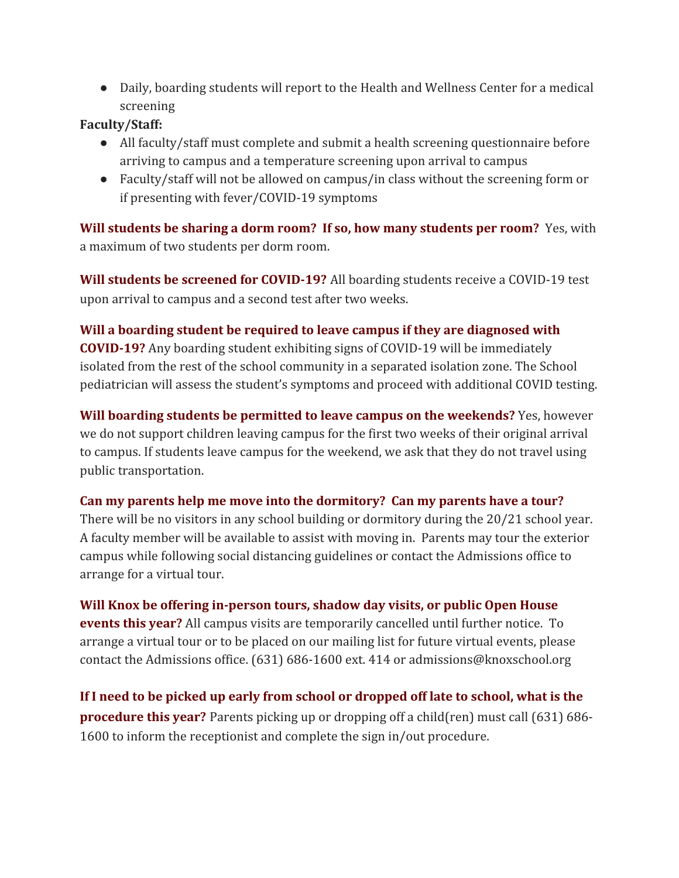- Daily, boarding students will report to the Health and Wellness Center for a medical screening

**Faculty/Staff:**

- All faculty/staff must complete and submit a health screening questionnaire before arriving to campus and a temperature screening upon arrival to campus
- Faculty/staff will not be allowed on campus/in class without the screening form or if presenting with fever/COVID-19 symptoms

**Will students be sharing a dorm room? If so, how many students per room?** Yes, with a maximum of two students per dorm room.

**Will students be screened for COVID-19?** All boarding students receive a COVID-19 test upon arrival to campus and a second test after two weeks.

**Will a boarding student be required to leave campus if they are diagnosed with COVID-19?** Any boarding student exhibiting signs of COVID-19 will be immediately isolated from the rest of the school community in a separated isolation zone. The School pediatrician will assess the student's symptoms and proceed with additional COVID testing.

**Will boarding students be permitted to leave campus on the weekends?** Yes, however we do not support children leaving campus for the first two weeks of their original arrival to campus. If students leave campus for the weekend, we ask that they do not travel using public transportation.

**Can my parents help me move into the dormitory? Can my parents have a tour?**
There will be no visitors in any school building or dormitory during the 20/21 school year. A faculty member will be available to assist with moving in. Parents may tour the exterior campus while following social distancing guidelines or contact the Admissions office to arrange for a virtual tour.

**Will Knox be offering in-person tours, shadow day visits, or public Open House events this year?** All campus visits are temporarily cancelled until further notice. To arrange a virtual tour or to be placed on our mailing list for future virtual events, please contact the Admissions office. (631) 686-1600 ext. 414 or admissions@knoxschool.org

**If I need to be picked up early from school or dropped off late to school, what is the procedure this year?** Parents picking up or dropping off a child(ren) must call (631) 686-1600 to inform the receptionist and complete the sign in/out procedure.